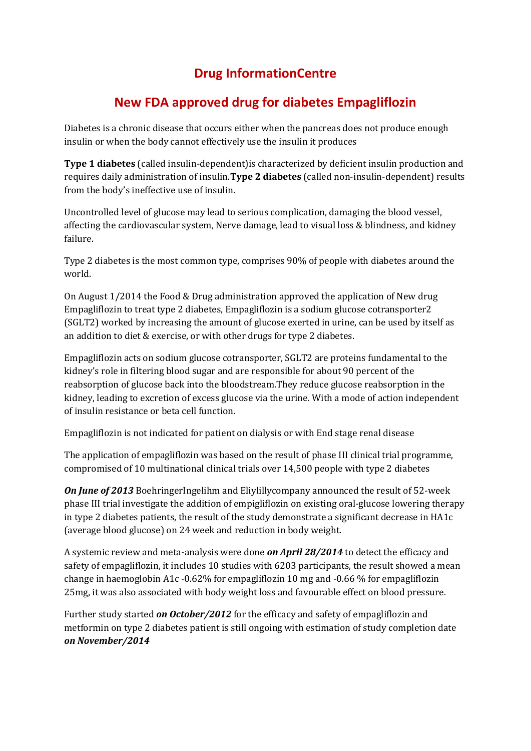# Drug InformationCentre

## New FDA approved drug for diabetes Empagliflozin

Diabetes is a chronic disease that occurs either when the pancreas does not produce enough insulin or when the body cannot effectively use the insulin it produces

**Type 1 diabetes** (called insulin-dependent)is characterized by deficient insulin production and requires daily administration of insulin.**Type 2 diabetes** (called non-insulin-dependent) results from the body's ineffective use of insulin.

Uncontrolled level of glucose may lead to serious complication, damaging the blood vessel, affecting the cardiovascular system, Nerve damage, lead to visual loss & blindness, and kidney failure.

Type 2 diabetes is the most common type, comprises 90% of people with diabetes around the world.

On August 1/2014 the Food & Drug administration approved the application of New drug Empagliflozin to treat type 2 diabetes, Empagliflozin is a sodium glucose cotransporter2 (SGLT2) worked by increasing the amount of glucose exerted in urine, can be used by itself as an addition to diet & exercise, or with other drugs for type 2 diabetes.

Empagliflozin acts on sodium glucose cotransporter, SGLT2 are proteins fundamental to the kidney's role in filtering blood sugar and are responsible for about 90 percent of the reabsorption of glucose back into the bloodstream.They reduce glucose reabsorption in the kidney, leading to excretion of excess glucose via the urine. With a mode of action independent of insulin resistance or beta cell function.

Empagliflozin is not indicated for patient on dialysis or with End stage renal disease

The application of empagliflozin was based on the result of phase III clinical trial programme, compromised of 10 multinational clinical trials over 14,500 people with type 2 diabetes

***On June of 2013*** BoehringerIngelihm and Eliylillycompany announced the result of 52-week phase III trial investigate the addition of empigliflozin on existing oral-glucose lowering therapy in type 2 diabetes patients, the result of the study demonstrate a significant decrease in HA1c (average blood glucose) on 24 week and reduction in body weight.

A systemic review and meta-analysis were done ***on April 28/2014*** to detect the efficacy and safety of empagliflozin, it includes 10 studies with 6203 participants, the result showed a mean change in haemoglobin A1c -0.62% for empagliflozin 10 mg and -0.66 % for empagliflozin 25mg, it was also associated with body weight loss and favourable effect on blood pressure.

Further study started ***on October/2012*** for the efficacy and safety of empagliflozin and metformin on type 2 diabetes patient is still ongoing with estimation of study completion date ***on November/2014***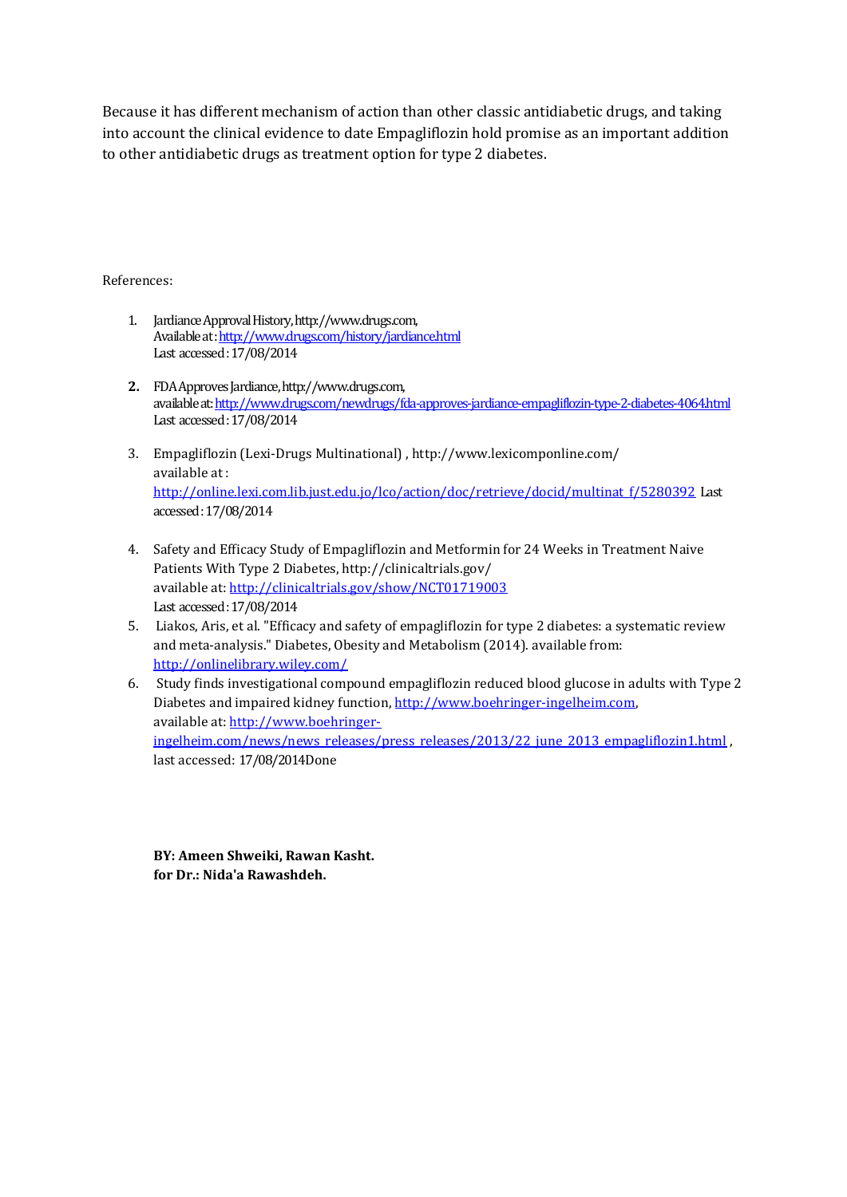Because it has different mechanism of action than other classic antidiabetic drugs, and taking into account the clinical evidence to date Empagliflozin hold promise as an important addition to other antidiabetic drugs as treatment option for type 2 diabetes.

References:

1. Jardiance Approval History, http://www.drugs.com,
   Available at: http://www.drugs.com/history/jardiance.html
   Last accessed: 17/08/2014

2. FDA Approves Jardiance, http://www.drugs.com,
   available at: http://www.drugs.com/newdrugs/fda-approves-jardiance-empagliflozin-type-2-diabetes-4064.html
   Last accessed: 17/08/2014

3. Empagliflozin (Lexi-Drugs Multinational) , http://www.lexicomponline.com/
   available at :
   http://online.lexi.com.lib.just.edu.jo/lco/action/doc/retrieve/docid/multinat_f/5280392 Last accessed: 17/08/2014

4. Safety and Efficacy Study of Empagliflozin and Metformin for 24 Weeks in Treatment Naive Patients With Type 2 Diabetes, http://clinicaltrials.gov/
   available at: http://clinicaltrials.gov/show/NCT01719003
   Last accessed: 17/08/2014

5. Liakos, Aris, et al. "Efficacy and safety of empagliflozin for type 2 diabetes: a systematic review and meta-analysis." Diabetes, Obesity and Metabolism (2014). available from: http://onlinelibrary.wiley.com/

6. Study finds investigational compound empagliflozin reduced blood glucose in adults with Type 2 Diabetes and impaired kidney function, http://www.boehringer-ingelheim.com,
   available at: http://www.boehringer-ingelheim.com/news/news_releases/press_releases/2013/22_june_2013_empagliflozin1.html ,
   last accessed: 17/08/2014Done

**BY: Ameen Shweiki, Rawan Kasht.**
**for Dr.: Nida'a Rawashdeh.**